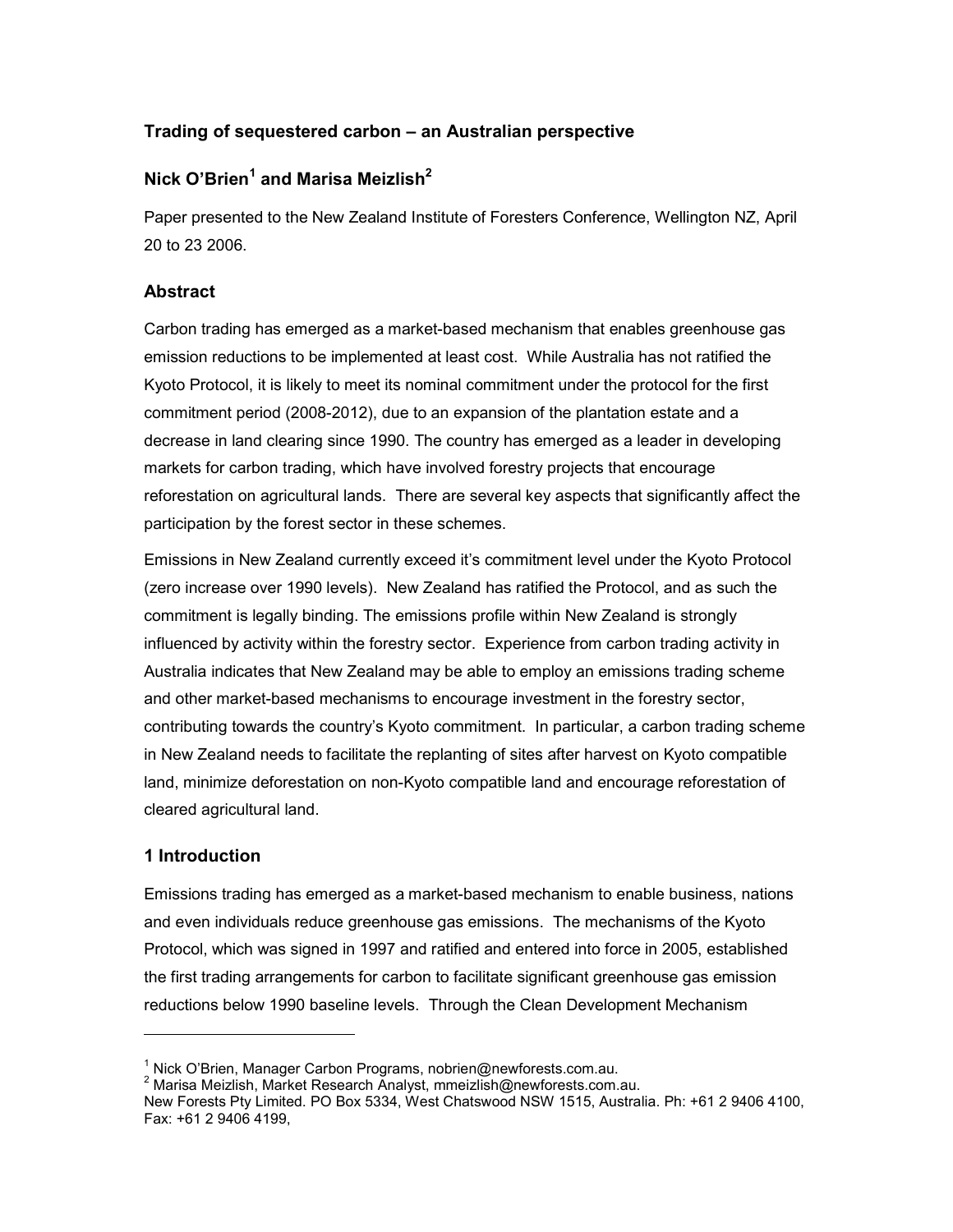## Trading of sequestered carbon – an Australian perspective

### Nick O'Brien[1] and Marisa Meizlish[2]

Paper presented to the New Zealand Institute of Foresters Conference, Wellington NZ, April 20 to 23 2006.

### Abstract

Carbon trading has emerged as a market-based mechanism that enables greenhouse gas emission reductions to be implemented at least cost. While Australia has not ratified the Kyoto Protocol, it is likely to meet its nominal commitment under the protocol for the first commitment period (2008-2012), due to an expansion of the plantation estate and a decrease in land clearing since 1990. The country has emerged as a leader in developing markets for carbon trading, which have involved forestry projects that encourage reforestation on agricultural lands. There are several key aspects that significantly affect the participation by the forest sector in these schemes.

Emissions in New Zealand currently exceed it's commitment level under the Kyoto Protocol (zero increase over 1990 levels). New Zealand has ratified the Protocol, and as such the commitment is legally binding. The emissions profile within New Zealand is strongly influenced by activity within the forestry sector. Experience from carbon trading activity in Australia indicates that New Zealand may be able to employ an emissions trading scheme and other market-based mechanisms to encourage investment in the forestry sector, contributing towards the country's Kyoto commitment. In particular, a carbon trading scheme in New Zealand needs to facilitate the replanting of sites after harvest on Kyoto compatible land, minimize deforestation on non-Kyoto compatible land and encourage reforestation of cleared agricultural land.

### 1 Introduction

Emissions trading has emerged as a market-based mechanism to enable business, nations and even individuals reduce greenhouse gas emissions. The mechanisms of the Kyoto Protocol, which was signed in 1997 and ratified and entered into force in 2005, established the first trading arrangements for carbon to facilitate significant greenhouse gas emission reductions below 1990 baseline levels. Through the Clean Development Mechanism

---

[1] Nick O'Brien, Manager Carbon Programs, nobrien@newforests.com.au.
[2] Marisa Meizlish, Market Research Analyst, mmeizlish@newforests.com.au.
New Forests Pty Limited. PO Box 5334, West Chatswood NSW 1515, Australia. Ph: +61 2 9406 4100, Fax: +61 2 9406 4199,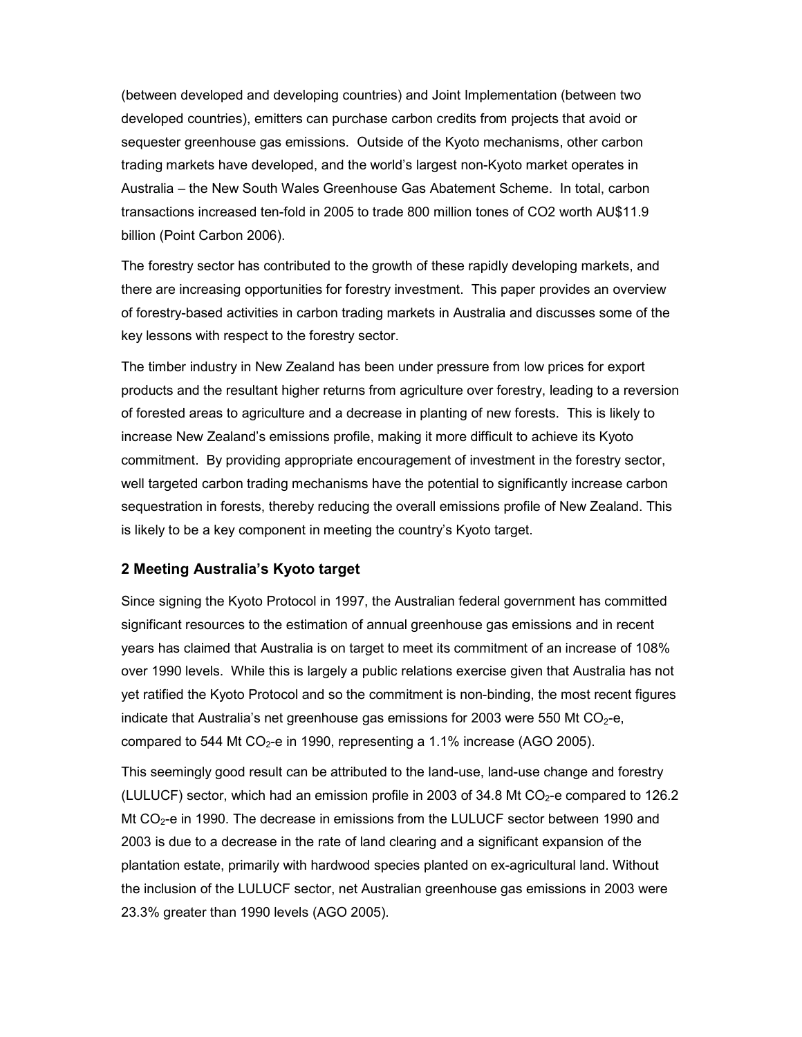(between developed and developing countries) and Joint Implementation (between two developed countries), emitters can purchase carbon credits from projects that avoid or sequester greenhouse gas emissions. Outside of the Kyoto mechanisms, other carbon trading markets have developed, and the world's largest non-Kyoto market operates in Australia – the New South Wales Greenhouse Gas Abatement Scheme. In total, carbon transactions increased ten-fold in 2005 to trade 800 million tones of CO2 worth AU$11.9 billion (Point Carbon 2006).

The forestry sector has contributed to the growth of these rapidly developing markets, and there are increasing opportunities for forestry investment. This paper provides an overview of forestry-based activities in carbon trading markets in Australia and discusses some of the key lessons with respect to the forestry sector.

The timber industry in New Zealand has been under pressure from low prices for export products and the resultant higher returns from agriculture over forestry, leading to a reversion of forested areas to agriculture and a decrease in planting of new forests. This is likely to increase New Zealand's emissions profile, making it more difficult to achieve its Kyoto commitment. By providing appropriate encouragement of investment in the forestry sector, well targeted carbon trading mechanisms have the potential to significantly increase carbon sequestration in forests, thereby reducing the overall emissions profile of New Zealand. This is likely to be a key component in meeting the country's Kyoto target.

## 2 Meeting Australia's Kyoto target

Since signing the Kyoto Protocol in 1997, the Australian federal government has committed significant resources to the estimation of annual greenhouse gas emissions and in recent years has claimed that Australia is on target to meet its commitment of an increase of 108% over 1990 levels. While this is largely a public relations exercise given that Australia has not yet ratified the Kyoto Protocol and so the commitment is non-binding, the most recent figures indicate that Australia's net greenhouse gas emissions for 2003 were 550 Mt $CO_2$-e, compared to 544 Mt $CO_2$-e in 1990, representing a 1.1% increase (AGO 2005).

This seemingly good result can be attributed to the land-use, land-use change and forestry (LULUCF) sector, which had an emission profile in 2003 of 34.8 Mt $CO_2$-e compared to 126.2 Mt $CO_2$-e in 1990. The decrease in emissions from the LULUCF sector between 1990 and 2003 is due to a decrease in the rate of land clearing and a significant expansion of the plantation estate, primarily with hardwood species planted on ex-agricultural land. Without the inclusion of the LULUCF sector, net Australian greenhouse gas emissions in 2003 were 23.3% greater than 1990 levels (AGO 2005).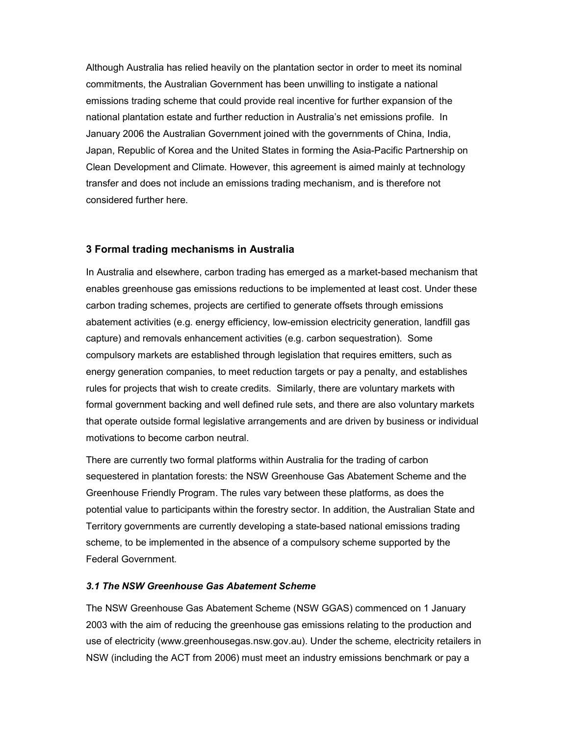Although Australia has relied heavily on the plantation sector in order to meet its nominal commitments, the Australian Government has been unwilling to instigate a national emissions trading scheme that could provide real incentive for further expansion of the national plantation estate and further reduction in Australia's net emissions profile. In January 2006 the Australian Government joined with the governments of China, India, Japan, Republic of Korea and the United States in forming the Asia-Pacific Partnership on Clean Development and Climate. However, this agreement is aimed mainly at technology transfer and does not include an emissions trading mechanism, and is therefore not considered further here.

## 3 Formal trading mechanisms in Australia

In Australia and elsewhere, carbon trading has emerged as a market-based mechanism that enables greenhouse gas emissions reductions to be implemented at least cost. Under these carbon trading schemes, projects are certified to generate offsets through emissions abatement activities (e.g. energy efficiency, low-emission electricity generation, landfill gas capture) and removals enhancement activities (e.g. carbon sequestration). Some compulsory markets are established through legislation that requires emitters, such as energy generation companies, to meet reduction targets or pay a penalty, and establishes rules for projects that wish to create credits. Similarly, there are voluntary markets with formal government backing and well defined rule sets, and there are also voluntary markets that operate outside formal legislative arrangements and are driven by business or individual motivations to become carbon neutral.

There are currently two formal platforms within Australia for the trading of carbon sequestered in plantation forests: the NSW Greenhouse Gas Abatement Scheme and the Greenhouse Friendly Program. The rules vary between these platforms, as does the potential value to participants within the forestry sector. In addition, the Australian State and Territory governments are currently developing a state-based national emissions trading scheme, to be implemented in the absence of a compulsory scheme supported by the Federal Government.

### *3.1 The NSW Greenhouse Gas Abatement Scheme*

The NSW Greenhouse Gas Abatement Scheme (NSW GGAS) commenced on 1 January 2003 with the aim of reducing the greenhouse gas emissions relating to the production and use of electricity (www.greenhousegas.nsw.gov.au). Under the scheme, electricity retailers in NSW (including the ACT from 2006) must meet an industry emissions benchmark or pay a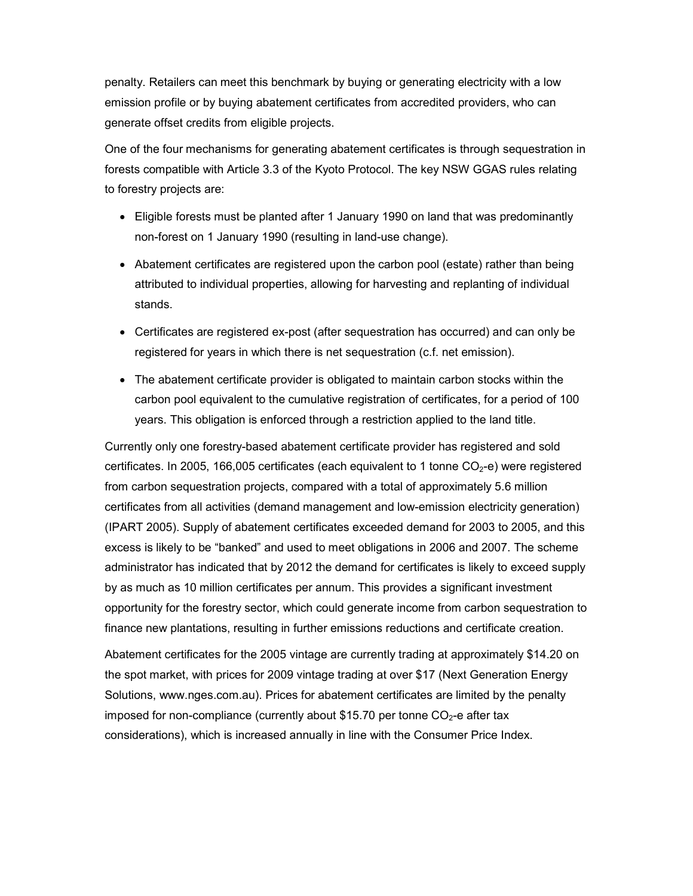penalty. Retailers can meet this benchmark by buying or generating electricity with a low emission profile or by buying abatement certificates from accredited providers, who can generate offset credits from eligible projects.

One of the four mechanisms for generating abatement certificates is through sequestration in forests compatible with Article 3.3 of the Kyoto Protocol. The key NSW GGAS rules relating to forestry projects are:

- Eligible forests must be planted after 1 January 1990 on land that was predominantly non-forest on 1 January 1990 (resulting in land-use change).
- Abatement certificates are registered upon the carbon pool (estate) rather than being attributed to individual properties, allowing for harvesting and replanting of individual stands.
- Certificates are registered ex-post (after sequestration has occurred) and can only be registered for years in which there is net sequestration (c.f. net emission).
- The abatement certificate provider is obligated to maintain carbon stocks within the carbon pool equivalent to the cumulative registration of certificates, for a period of 100 years. This obligation is enforced through a restriction applied to the land title.

Currently only one forestry-based abatement certificate provider has registered and sold certificates. In 2005, 166,005 certificates (each equivalent to 1 tonne $CO_2$-e) were registered from carbon sequestration projects, compared with a total of approximately 5.6 million certificates from all activities (demand management and low-emission electricity generation) (IPART 2005). Supply of abatement certificates exceeded demand for 2003 to 2005, and this excess is likely to be "banked" and used to meet obligations in 2006 and 2007. The scheme administrator has indicated that by 2012 the demand for certificates is likely to exceed supply by as much as 10 million certificates per annum. This provides a significant investment opportunity for the forestry sector, which could generate income from carbon sequestration to finance new plantations, resulting in further emissions reductions and certificate creation.

Abatement certificates for the 2005 vintage are currently trading at approximately $14.20 on the spot market, with prices for 2009 vintage trading at over $17 (Next Generation Energy Solutions, www.nges.com.au). Prices for abatement certificates are limited by the penalty imposed for non-compliance (currently about $15.70 per tonne $CO_2$-e after tax considerations), which is increased annually in line with the Consumer Price Index.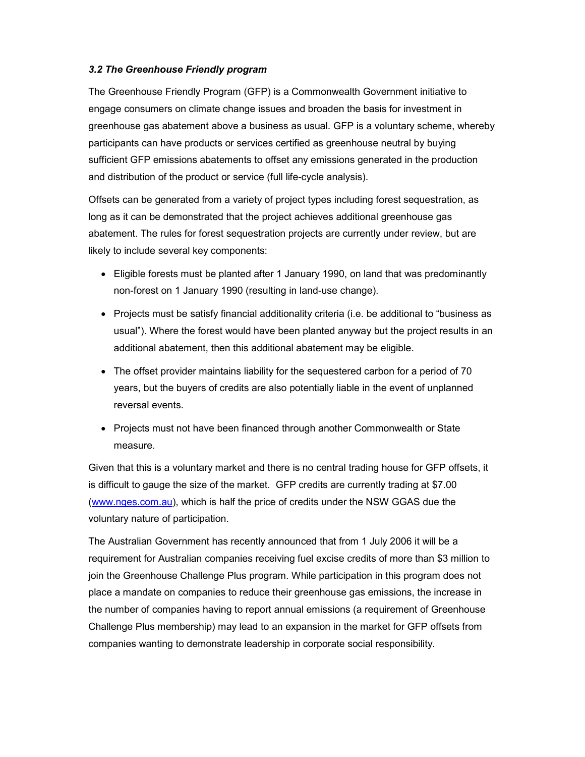### *3.2 The Greenhouse Friendly program*

The Greenhouse Friendly Program (GFP) is a Commonwealth Government initiative to engage consumers on climate change issues and broaden the basis for investment in greenhouse gas abatement above a business as usual. GFP is a voluntary scheme, whereby participants can have products or services certified as greenhouse neutral by buying sufficient GFP emissions abatements to offset any emissions generated in the production and distribution of the product or service (full life-cycle analysis).

Offsets can be generated from a variety of project types including forest sequestration, as long as it can be demonstrated that the project achieves additional greenhouse gas abatement. The rules for forest sequestration projects are currently under review, but are likely to include several key components:

- Eligible forests must be planted after 1 January 1990, on land that was predominantly non-forest on 1 January 1990 (resulting in land-use change).
- Projects must be satisfy financial additionality criteria (i.e. be additional to "business as usual"). Where the forest would have been planted anyway but the project results in an additional abatement, then this additional abatement may be eligible.
- The offset provider maintains liability for the sequestered carbon for a period of 70 years, but the buyers of credits are also potentially liable in the event of unplanned reversal events.
- Projects must not have been financed through another Commonwealth or State measure.

Given that this is a voluntary market and there is no central trading house for GFP offsets, it is difficult to gauge the size of the market. GFP credits are currently trading at $7.00 (www.nges.com.au), which is half the price of credits under the NSW GGAS due the voluntary nature of participation.

The Australian Government has recently announced that from 1 July 2006 it will be a requirement for Australian companies receiving fuel excise credits of more than $3 million to join the Greenhouse Challenge Plus program. While participation in this program does not place a mandate on companies to reduce their greenhouse gas emissions, the increase in the number of companies having to report annual emissions (a requirement of Greenhouse Challenge Plus membership) may lead to an expansion in the market for GFP offsets from companies wanting to demonstrate leadership in corporate social responsibility.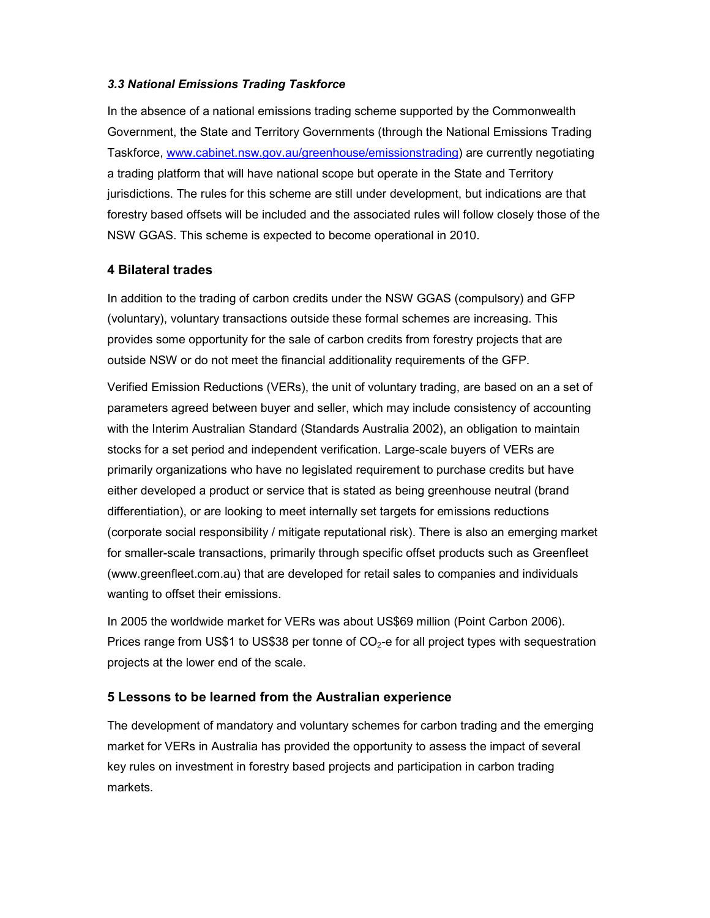### *3.3 National Emissions Trading Taskforce*

In the absence of a national emissions trading scheme supported by the Commonwealth Government, the State and Territory Governments (through the National Emissions Trading Taskforce, www.cabinet.nsw.gov.au/greenhouse/emissionstrading) are currently negotiating a trading platform that will have national scope but operate in the State and Territory jurisdictions. The rules for this scheme are still under development, but indications are that forestry based offsets will be included and the associated rules will follow closely those of the NSW GGAS. This scheme is expected to become operational in 2010.

## 4 Bilateral trades

In addition to the trading of carbon credits under the NSW GGAS (compulsory) and GFP (voluntary), voluntary transactions outside these formal schemes are increasing. This provides some opportunity for the sale of carbon credits from forestry projects that are outside NSW or do not meet the financial additionality requirements of the GFP.

Verified Emission Reductions (VERs), the unit of voluntary trading, are based on an a set of parameters agreed between buyer and seller, which may include consistency of accounting with the Interim Australian Standard (Standards Australia 2002), an obligation to maintain stocks for a set period and independent verification. Large-scale buyers of VERs are primarily organizations who have no legislated requirement to purchase credits but have either developed a product or service that is stated as being greenhouse neutral (brand differentiation), or are looking to meet internally set targets for emissions reductions (corporate social responsibility / mitigate reputational risk). There is also an emerging market for smaller-scale transactions, primarily through specific offset products such as Greenfleet (www.greenfleet.com.au) that are developed for retail sales to companies and individuals wanting to offset their emissions.

In 2005 the worldwide market for VERs was about US$69 million (Point Carbon 2006). Prices range from US$1 to US$38 per tonne of $CO_2$-e for all project types with sequestration projects at the lower end of the scale.

## 5 Lessons to be learned from the Australian experience

The development of mandatory and voluntary schemes for carbon trading and the emerging market for VERs in Australia has provided the opportunity to assess the impact of several key rules on investment in forestry based projects and participation in carbon trading markets.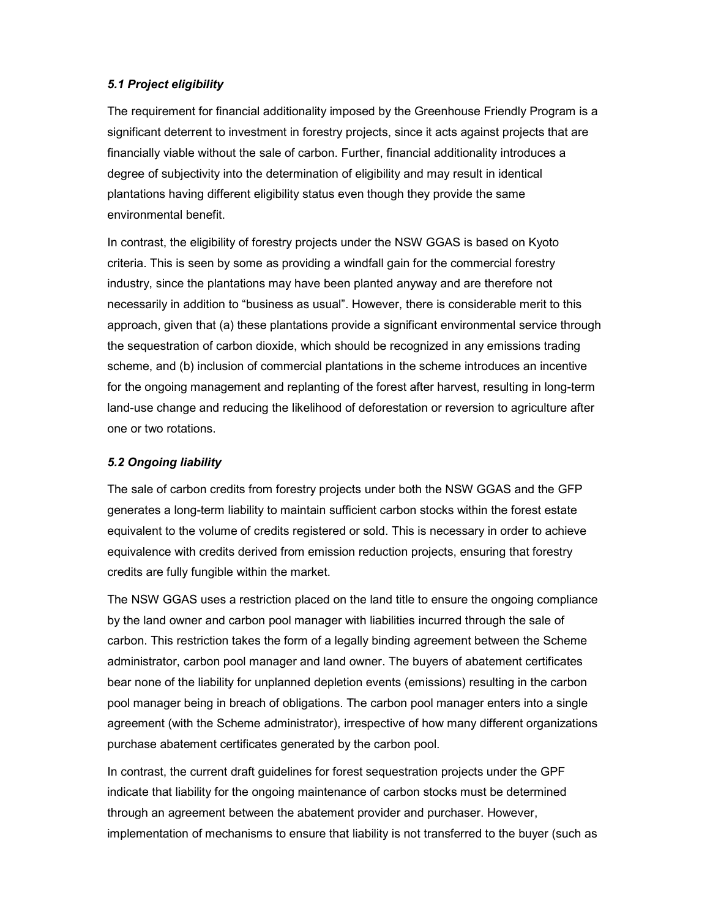### *5.1 Project eligibility*

The requirement for financial additionality imposed by the Greenhouse Friendly Program is a significant deterrent to investment in forestry projects, since it acts against projects that are financially viable without the sale of carbon. Further, financial additionality introduces a degree of subjectivity into the determination of eligibility and may result in identical plantations having different eligibility status even though they provide the same environmental benefit.

In contrast, the eligibility of forestry projects under the NSW GGAS is based on Kyoto criteria. This is seen by some as providing a windfall gain for the commercial forestry industry, since the plantations may have been planted anyway and are therefore not necessarily in addition to "business as usual". However, there is considerable merit to this approach, given that (a) these plantations provide a significant environmental service through the sequestration of carbon dioxide, which should be recognized in any emissions trading scheme, and (b) inclusion of commercial plantations in the scheme introduces an incentive for the ongoing management and replanting of the forest after harvest, resulting in long-term land-use change and reducing the likelihood of deforestation or reversion to agriculture after one or two rotations.

### *5.2 Ongoing liability*

The sale of carbon credits from forestry projects under both the NSW GGAS and the GFP generates a long-term liability to maintain sufficient carbon stocks within the forest estate equivalent to the volume of credits registered or sold. This is necessary in order to achieve equivalence with credits derived from emission reduction projects, ensuring that forestry credits are fully fungible within the market.

The NSW GGAS uses a restriction placed on the land title to ensure the ongoing compliance by the land owner and carbon pool manager with liabilities incurred through the sale of carbon. This restriction takes the form of a legally binding agreement between the Scheme administrator, carbon pool manager and land owner. The buyers of abatement certificates bear none of the liability for unplanned depletion events (emissions) resulting in the carbon pool manager being in breach of obligations. The carbon pool manager enters into a single agreement (with the Scheme administrator), irrespective of how many different organizations purchase abatement certificates generated by the carbon pool.

In contrast, the current draft guidelines for forest sequestration projects under the GPF indicate that liability for the ongoing maintenance of carbon stocks must be determined through an agreement between the abatement provider and purchaser. However, implementation of mechanisms to ensure that liability is not transferred to the buyer (such as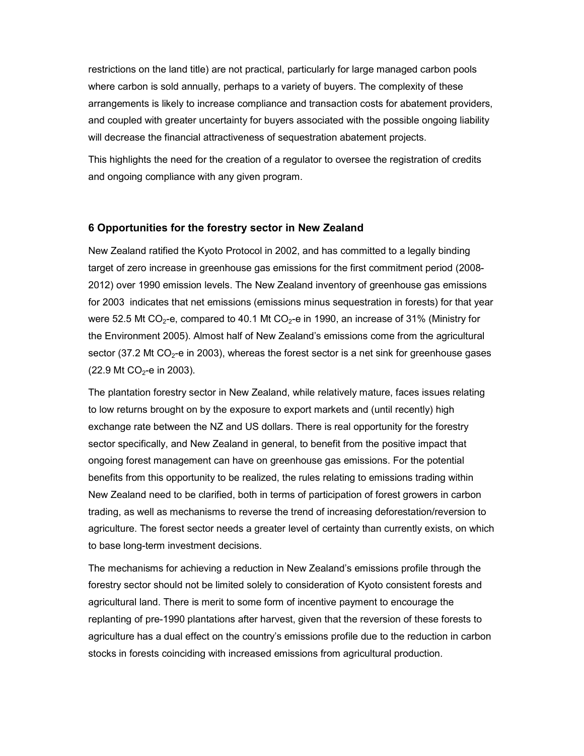restrictions on the land title) are not practical, particularly for large managed carbon pools where carbon is sold annually, perhaps to a variety of buyers. The complexity of these arrangements is likely to increase compliance and transaction costs for abatement providers, and coupled with greater uncertainty for buyers associated with the possible ongoing liability will decrease the financial attractiveness of sequestration abatement projects.

This highlights the need for the creation of a regulator to oversee the registration of credits and ongoing compliance with any given program.

## 6 Opportunities for the forestry sector in New Zealand

New Zealand ratified the Kyoto Protocol in 2002, and has committed to a legally binding target of zero increase in greenhouse gas emissions for the first commitment period (2008-2012) over 1990 emission levels. The New Zealand inventory of greenhouse gas emissions for 2003 indicates that net emissions (emissions minus sequestration in forests) for that year were 52.5 Mt $CO_2$-e, compared to 40.1 Mt $CO_2$-e in 1990, an increase of 31% (Ministry for the Environment 2005). Almost half of New Zealand's emissions come from the agricultural sector (37.2 Mt $CO_2$-e in 2003), whereas the forest sector is a net sink for greenhouse gases (22.9 Mt $CO_2$-e in 2003).

The plantation forestry sector in New Zealand, while relatively mature, faces issues relating to low returns brought on by the exposure to export markets and (until recently) high exchange rate between the NZ and US dollars. There is real opportunity for the forestry sector specifically, and New Zealand in general, to benefit from the positive impact that ongoing forest management can have on greenhouse gas emissions. For the potential benefits from this opportunity to be realized, the rules relating to emissions trading within New Zealand need to be clarified, both in terms of participation of forest growers in carbon trading, as well as mechanisms to reverse the trend of increasing deforestation/reversion to agriculture. The forest sector needs a greater level of certainty than currently exists, on which to base long-term investment decisions.

The mechanisms for achieving a reduction in New Zealand's emissions profile through the forestry sector should not be limited solely to consideration of Kyoto consistent forests and agricultural land. There is merit to some form of incentive payment to encourage the replanting of pre-1990 plantations after harvest, given that the reversion of these forests to agriculture has a dual effect on the country's emissions profile due to the reduction in carbon stocks in forests coinciding with increased emissions from agricultural production.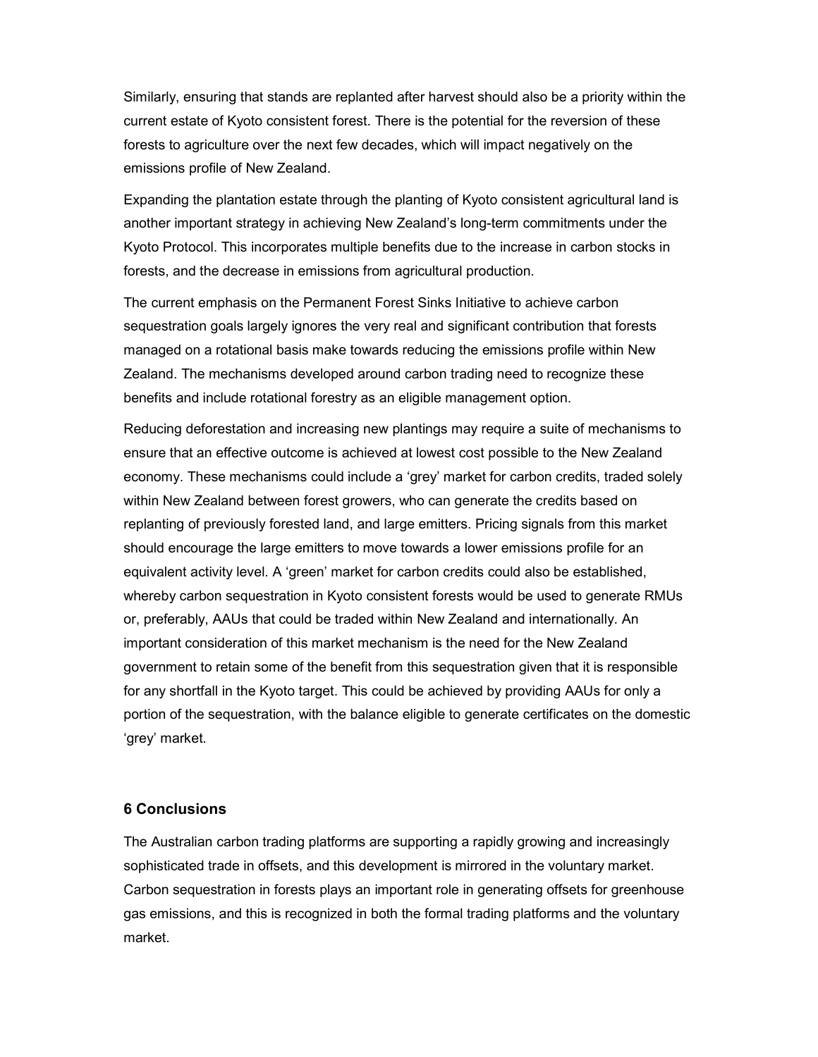Similarly, ensuring that stands are replanted after harvest should also be a priority within the current estate of Kyoto consistent forest. There is the potential for the reversion of these forests to agriculture over the next few decades, which will impact negatively on the emissions profile of New Zealand.

Expanding the plantation estate through the planting of Kyoto consistent agricultural land is another important strategy in achieving New Zealand's long-term commitments under the Kyoto Protocol. This incorporates multiple benefits due to the increase in carbon stocks in forests, and the decrease in emissions from agricultural production.

The current emphasis on the Permanent Forest Sinks Initiative to achieve carbon sequestration goals largely ignores the very real and significant contribution that forests managed on a rotational basis make towards reducing the emissions profile within New Zealand. The mechanisms developed around carbon trading need to recognize these benefits and include rotational forestry as an eligible management option.

Reducing deforestation and increasing new plantings may require a suite of mechanisms to ensure that an effective outcome is achieved at lowest cost possible to the New Zealand economy. These mechanisms could include a 'grey' market for carbon credits, traded solely within New Zealand between forest growers, who can generate the credits based on replanting of previously forested land, and large emitters. Pricing signals from this market should encourage the large emitters to move towards a lower emissions profile for an equivalent activity level. A 'green' market for carbon credits could also be established, whereby carbon sequestration in Kyoto consistent forests would be used to generate RMUs or, preferably, AAUs that could be traded within New Zealand and internationally. An important consideration of this market mechanism is the need for the New Zealand government to retain some of the benefit from this sequestration given that it is responsible for any shortfall in the Kyoto target. This could be achieved by providing AAUs for only a portion of the sequestration, with the balance eligible to generate certificates on the domestic 'grey' market.

## 6 Conclusions

The Australian carbon trading platforms are supporting a rapidly growing and increasingly sophisticated trade in offsets, and this development is mirrored in the voluntary market. Carbon sequestration in forests plays an important role in generating offsets for greenhouse gas emissions, and this is recognized in both the formal trading platforms and the voluntary market.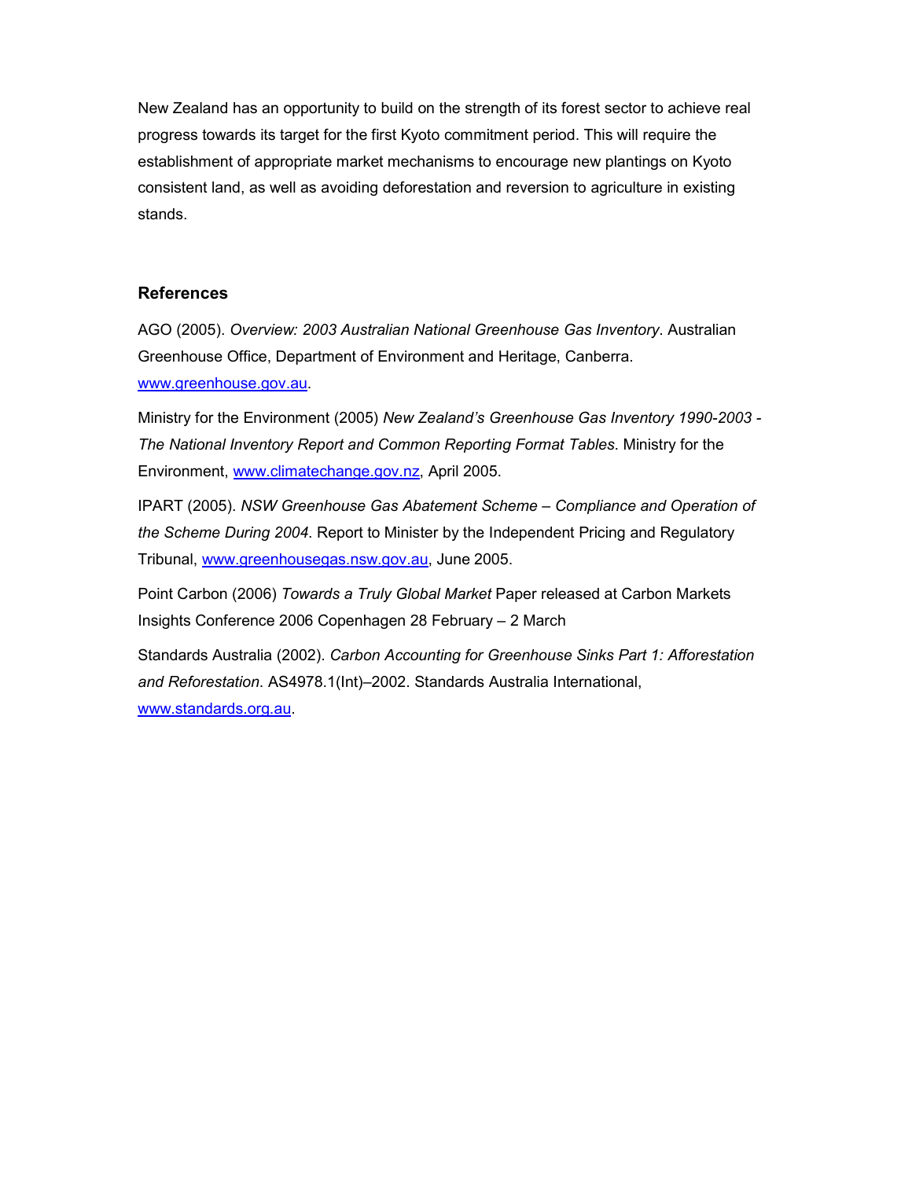New Zealand has an opportunity to build on the strength of its forest sector to achieve real progress towards its target for the first Kyoto commitment period. This will require the establishment of appropriate market mechanisms to encourage new plantings on Kyoto consistent land, as well as avoiding deforestation and reversion to agriculture in existing stands.

## References

AGO (2005). *Overview: 2003 Australian National Greenhouse Gas Inventory*. Australian Greenhouse Office, Department of Environment and Heritage, Canberra. www.greenhouse.gov.au.

Ministry for the Environment (2005) *New Zealand's Greenhouse Gas Inventory 1990-2003 - The National Inventory Report and Common Reporting Format Tables*. Ministry for the Environment, www.climatechange.gov.nz, April 2005.

IPART (2005). *NSW Greenhouse Gas Abatement Scheme – Compliance and Operation of the Scheme During 2004*. Report to Minister by the Independent Pricing and Regulatory Tribunal, www.greenhousegas.nsw.gov.au, June 2005.

Point Carbon (2006) *Towards a Truly Global Market* Paper released at Carbon Markets Insights Conference 2006 Copenhagen 28 February – 2 March

Standards Australia (2002). *Carbon Accounting for Greenhouse Sinks Part 1: Afforestation and Reforestation*. AS4978.1(Int)–2002. Standards Australia International, www.standards.org.au.